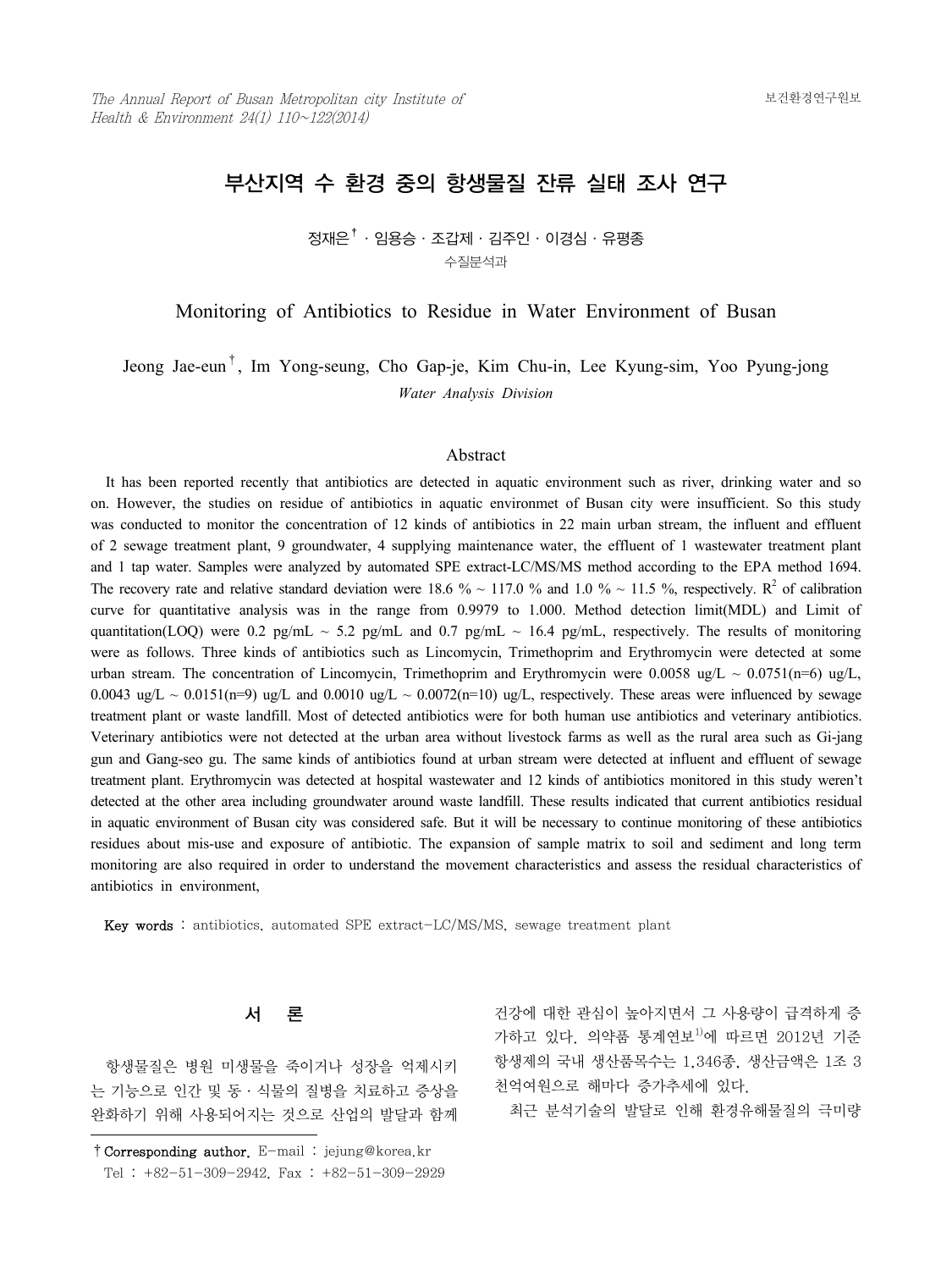# 부산지역 수 환경 중의 항생물질 잔류 실태 조사 연구

정재은[†] · 임용승 · 조갑제 · 김주인 · 이경심 · 유평종

수질분석과

## Monitoring of Antibiotics to Residue in Water Environment of Busan

Jeong Jae-eun[†], Im Yong-seung, Cho Gap-je, Kim Chu-in, Lee Kyung-sim, Yoo Pyung-jong

*Water Analysis Division*

### Abstract

It has been reported recently that antibiotics are detected in aquatic environment such as river, drinking water and so on. However, the studies on residue of antibiotics in aquatic environmet of Busan city were insufficient. So this study was conducted to monitor the concentration of 12 kinds of antibiotics in 22 main urban stream, the influent and effluent of 2 sewage treatment plant, 9 groundwater, 4 supplying maintenance water, the effluent of 1 wastewater treatment plant and 1 tap water. Samples were analyzed by automated SPE extract-LC/MS/MS method according to the EPA method 1694. The recovery rate and relative standard deviation were 18.6 % ~ 117.0 % and 1.0 % ~ 11.5 %, respectively. $R^2$ of calibration curve for quantitative analysis was in the range from 0.9979 to 1.000. Method detection limit(MDL) and Limit of quantitation(LOQ) were 0.2 pg/mL ~ 5.2 pg/mL and 0.7 pg/mL ~ 16.4 pg/mL, respectively. The results of monitoring were as follows. Three kinds of antibiotics such as Lincomycin, Trimethoprim and Erythromycin were detected at some urban stream. The concentration of Lincomycin, Trimethoprim and Erythromycin were 0.0058 ug/L ~ 0.0751(n=6) ug/L, 0.0043 ug/L ~ 0.0151(n=9) ug/L and 0.0010 ug/L ~ 0.0072(n=10) ug/L, respectively. These areas were influenced by sewage treatment plant or waste landfill. Most of detected antibiotics were for both human use antibiotics and veterinary antibiotics. Veterinary antibiotics were not detected at the urban area without livestock farms as well as the rural area such as Gi-jang gun and Gang-seo gu. The same kinds of antibiotics found at urban stream were detected at influent and effluent of sewage treatment plant. Erythromycin was detected at hospital wastewater and 12 kinds of antibiotics monitored in this study weren't detected at the other area including groundwater around waste landfill. These results indicated that current antibiotics residual in aquatic environment of Busan city was considered safe. But it will be necessary to continue monitoring of these antibiotics residues about mis-use and exposure of antibiotic. The expansion of sample matrix to soil and sediment and long term monitoring are also required in order to understand the movement characteristics and assess the residual characteristics of antibiotics in environment,

**Key words** : antibiotics, automated SPE extract-LC/MS/MS, sewage treatment plant

## 서 론

항생물질은 병원 미생물을 죽이거나 성장을 억제시키는 기능으로 인간 및 동 · 식물의 질병을 치료하고 증상을 완화하기 위해 사용되어지는 것으로 산업의 발달과 함께 건강에 대한 관심이 높아지면서 그 사용량이 급격하게 증가하고 있다. 의약품 통계연보[1)]에 따르면 2012년 기준 항생제의 국내 생산품목수는 1,346종, 생산금액은 1조 3천억여원으로 해마다 증가추세에 있다.

최근 분석기술의 발달로 인해 환경유해물질의 극미량

† **Corresponding author.** E-mail : jejung@korea.kr
Tel : +82-51-309-2942, Fax : +82-51-309-2929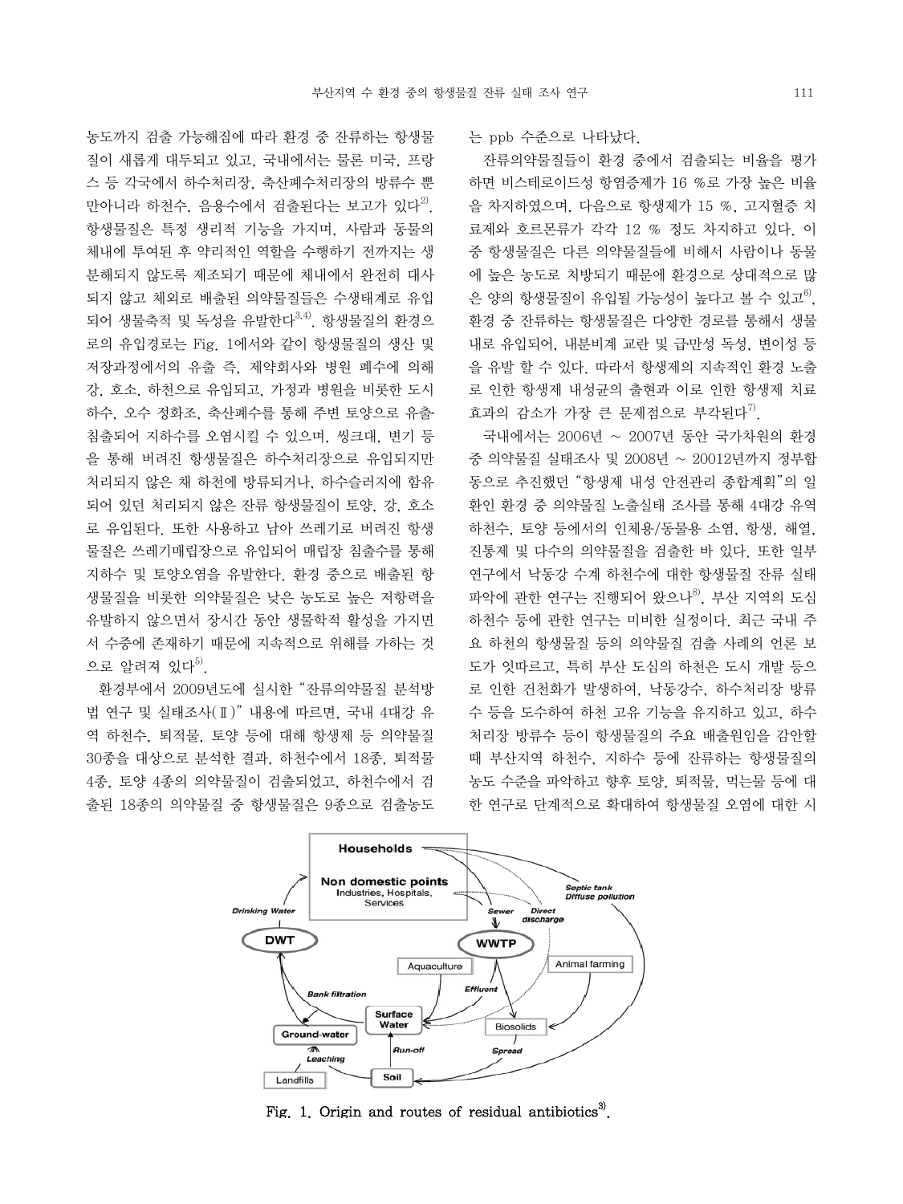농도까지 검출 가능해짐에 따라 환경 중 잔류하는 항생물질이 새롭게 대두되고 있고, 국내에서는 물론 미국, 프랑스 등 각국에서 하수처리장, 축산폐수처리장의 방류수 뿐만아니라 하천수, 음용수에서 검출된다는 보고가 있다[2]. 항생물질은 특정 생리적 기능을 가지며, 사람과 동물의 체내에 투여된 후 약리적인 역할을 수행하기 전까지는 생분해되지 않도록 제조되기 때문에 체내에서 완전히 대사되지 않고 체외로 배출된 의약물질들은 수생태계로 유입되어 생물축적 및 독성을 유발한다[3,4]. 항생물질의 환경으로의 유입경로는 Fig. 1에서와 같이 항생물질의 생산 및 저장과정에서의 유출 즉, 제약회사와 병원 폐수에 의해 강, 호소, 하천으로 유입되고, 가정과 병원을 비롯한 도시하수, 오수 정화조, 축산폐수를 통해 주변 토양으로 유출·침출되어 지하수를 오염시킬 수 있으며, 씽크대, 변기 등을 통해 버려진 항생물질은 하수처리장으로 유입되지만 처리되지 않은 채 하천에 방류되거나, 하수슬러지에 함유되어 있던 처리되지 않은 잔류 항생물질이 토양, 강, 호소로 유입된다. 또한 사용하고 남아 쓰레기로 버려진 항생물질은 쓰레기매립장으로 유입되어 매립장 침출수를 통해 지하수 및 토양오염을 유발한다. 환경 중으로 배출된 항생물질을 비롯한 의약물질은 낮은 농도로 높은 저항력을 유발하지 않으면서 장시간 동안 생물학적 활성을 가지면서 수중에 존재하기 때문에 지속적으로 위해를 가하는 것으로 알려져 있다[5].

환경부에서 2009년도에 실시한 "잔류의약물질 분석방법 연구 및 실태조사(Ⅱ)" 내용에 따르면, 국내 4대강 유역 하천수, 퇴적물, 토양 등에 대해 항생제 등 의약물질 30종을 대상으로 분석한 결과, 하천수에서 18종, 퇴적물 4종, 토양 4종의 의약물질이 검출되었고, 하천수에서 검출된 18종의 의약물질 중 항생물질은 9종으로 검출농도는 ppb 수준으로 나타났다.

잔류의약물질들이 환경 중에서 검출되는 비율을 평가하면 비스테로이드성 항염증제가 16 %로 가장 높은 비율을 차지하였으며, 다음으로 항생제가 15 %, 고지혈증 치료제와 호르몬류가 각각 12 % 정도 차지하고 있다. 이 중 항생물질은 다른 의약물질들에 비해서 사람이나 동물에 높은 농도로 처방되기 때문에 환경으로 상대적으로 많은 양의 항생물질이 유입될 가능성이 높다고 볼 수 있고[6], 환경 중 잔류하는 항생물질은 다양한 경로를 통해서 생물 내로 유입되어, 내분비계 교란 및 급만성 독성, 변이성 등을 유발 할 수 있다. 따라서 항생제의 지속적인 환경 노출로 인한 항생제 내성균의 출현과 이로 인한 항생제 치료 효과의 감소가 가장 큰 문제점으로 부각된다[7].

국내에서는 2006년 ~ 2007년 동안 국가차원의 환경 중 의약물질 실태조사 및 2008년 ~ 20012년까지 정부합동으로 추진했던 "항생제 내성 안전관리 종합계획"의 일환인 환경 중 의약물질 노출실태 조사를 통해 4대강 유역 하천수, 토양 등에서의 인체용/동물용 소염, 항생, 해열, 진통제 및 다수의 의약물질을 검출한 바 있다. 또한 일부 연구에서 낙동강 수계 하천수에 대한 항생물질 잔류 실태 파악에 관한 연구는 진행되어 왔으나[8], 부산 지역의 도심 하천수 등에 관한 연구는 미비한 실정이다. 최근 국내 주요 하천의 항생물질 등의 의약물질 검출 사례의 언론 보도가 잇따르고, 특히 부산 도심의 하천은 도시 개발 등으로 인한 건천화가 발생하여, 낙동강수, 하수처리장 방류수 등을 도수하여 하천 고유 기능을 유지하고 있고, 하수처리장 방류수 등이 항생물질의 주요 배출원임을 감안할 때 부산지역 하천수, 지하수 등에 잔류하는 항생물질의 농도 수준을 파악하고 향후 토양, 퇴적물, 먹는물 등에 대한 연구로 단계적으로 확대하여 항생물질 오염에 대한 시

Fig. 1. Origin and routes of residual antibiotics[3].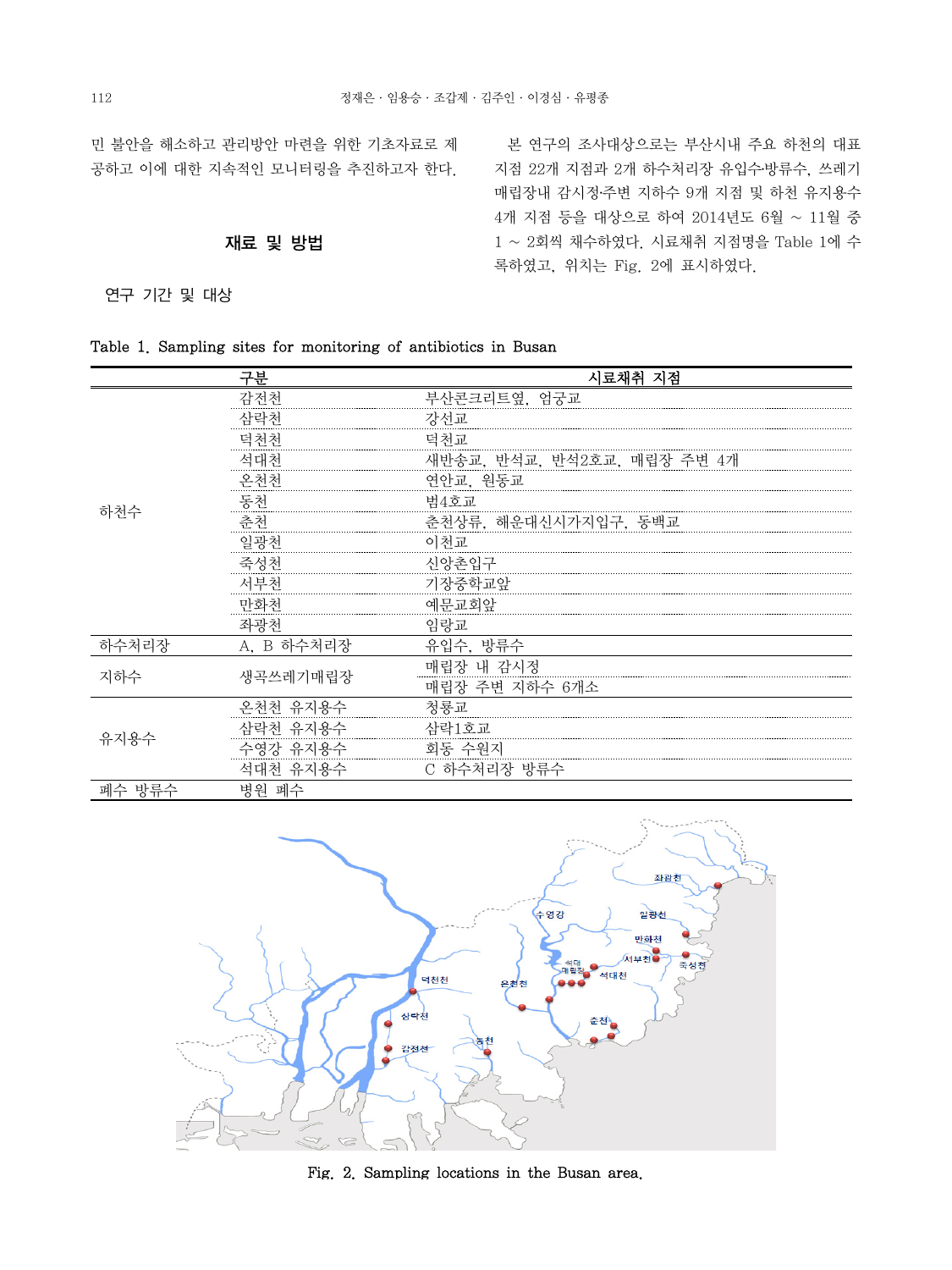민 불안을 해소하고 관리방안 마련을 위한 기초자료로 제공하고 이에 대한 지속적인 모니터링을 추진하고자 한다.

## 재료 및 방법

### 연구 기간 및 대상

본 연구의 조사대상으로는 부산시내 주요 하천의 대표지점 22개 지점과 2개 하수처리장 유입수·방류수, 쓰레기 매립장내 감시정·주변 지하수 9개 지점 및 하천 유지용수 4개 지점 등을 대상으로 하여 2014년도 6월 ~ 11월 중 1 ~ 2회씩 채수하였다. 시료채취 지점명을 Table 1에 수록하였고, 위치는 Fig. 2에 표시하였다.

Table 1. Sampling sites for monitoring of antibiotics in Busan

| | 구분 | 시료채취 지점 |
|---|---|---|
| 하천수 | 감전천 | 부산콘크리트옆, 엄궁교 |
| | 삼락천 | 강선교 |
| | 덕천천 | 덕천교 |
| | 석대천 | 새반송교, 반석교, 반석2호교, 매립장 주변 4개 |
| | 온천천 | 연안교, 원동교 |
| | 동천 | 범4호교 |
| | 춘천 | 춘천상류, 해운대신시가지입구, 동백교 |
| | 일광천 | 이천교 |
| | 죽성천 | 신앙촌입구 |
| | 서부천 | 기장중학교앞 |
| | 만화천 | 예문교회앞 |
| | 좌광천 | 임랑교 |
| 하수처리장 | A, B 하수처리장 | 유입수, 방류수 |
| 지하수 | 생곡쓰레기매립장 | 매립장 내 감시정 |
| | | 매립장 주변 지하수 6개소 |
| 유지용수 | 온천천 유지용수 | 청룡교 |
| | 삼락천 유지용수 | 삼락1호교 |
| | 수영강 유지용수 | 회동 수원지 |
| | 석대천 유지용수 | C 하수처리장 방류수 |
| 폐수 방류수 | 병원 폐수 | |

Fig. 2. Sampling locations in the Busan area.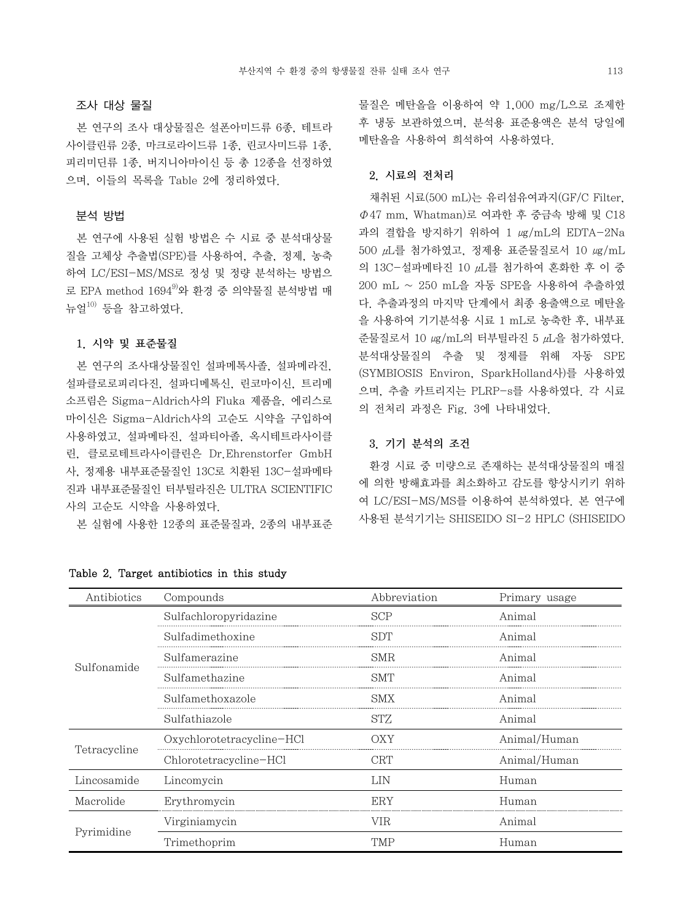## 조사 대상 물질

본 연구의 조사 대상물질은 설폰아미드류 6종, 테트라사이클린류 2종, 마크로라이드류 1종, 린코사미드류 1종, 피리미딘류 1종, 버지니아마이신 등 총 12종을 선정하였으며, 이들의 목록을 Table 2에 정리하였다.

## 분석 방법

본 연구에 사용된 실험 방법은 수 시료 중 분석대상물질을 고체상 추출법(SPE)를 사용하여, 추출, 정제, 농축하여 LC/ESI-MS/MS로 정성 및 정량 분석하는 방법으로 EPA method 1694[9]와 환경 중 의약물질 분석방법 매뉴얼[10] 등을 참고하였다.

### 1. 시약 및 표준물질

본 연구의 조사대상물질인 설파메톡사졸, 설파메라진, 설파클로로피리다진, 설파디메톡신, 린코마이신, 트리메소프림은 Sigma-Aldrich사의 Fluka 제품을, 에리스로마이신은 Sigma-Aldrich사의 고순도 시약을 구입하여 사용하였고, 설파메타진, 설파티아졸, 옥시테트라사이클린, 클로로테트라사이클린은 Dr.Ehrenstorfer GmbH 사, 정제용 내부표준물질인 13C로 치환된 13C-설파메타진과 내부표준물질인 터부틸라진은 ULTRA SCIENTIFIC 사의 고순도 시약을 사용하였다.

본 실험에 사용한 12종의 표준물질과, 2종의 내부표준물질은 메탄올을 이용하여 약 1,000 mg/L으로 조제한 후 냉동 보관하였으며, 분석용 표준용액은 분석 당일에 메탄올을 사용하여 희석하여 사용하였다.

### 2. 시료의 전처리

채취된 시료(500 mL)는 유리섬유여과지(GF/C Filter, Φ47 mm, Whatman)로 여과한 후 중금속 방해 및 C18과의 결합을 방지하기 위하여 1 ㎍/mL의 EDTA-2Na 500 ㎕를 첨가하였고, 정제용 표준물질로서 10 ㎍/mL의 13C-설파메타진 10 ㎕를 첨가하여 혼화한 후 이 중 200 mL ~ 250 mL을 자동 SPE을 사용하여 추출하였다. 추출과정의 마지막 단계에서 최종 용출액으로 메탄올을 사용하여 기기분석용 시료 1 mL로 농축한 후, 내부표준물질로서 10 ㎍/mL의 터부틸라진 5 ㎕을 첨가하였다. 분석대상물질의 추출 및 정제를 위해 자동 SPE (SYMBIOSIS Environ, SparkHolland사)를 사용하였으며, 추출 카트리지는 PLRP-s를 사용하였다. 각 시료의 전처리 과정은 Fig. 3에 나타내었다.

### 3. 기기 분석의 조건

환경 시료 중 미량으로 존재하는 분석대상물질의 매질에 의한 방해효과를 최소화하고 감도를 향상시키키 위하여 LC/ESI-MS/MS를 이용하여 분석하였다. 본 연구에 사용된 분석기기는 SHISEIDO SI-2 HPLC (SHISEIDO

**Table 2. Target antibiotics in this study**

| Antibiotics | Compounds | Abbreviation | Primary usage |
|---|---|---|---|
| Sulfonamide | Sulfachloropyridazine | SCP | Animal |
| | Sulfadimethoxine | SDT | Animal |
| | Sulfamerazine | SMR | Animal |
| | Sulfamethazine | SMT | Animal |
| | Sulfamethoxazole | SMX | Animal |
| | Sulfathiazole | STZ | Animal |
| Tetracycline | Oxychlorotetracycline-HCl | OXY | Animal/Human |
| | Chlorotetracycline-HCl | CRT | Animal/Human |
| Lincosamide | Lincomycin | LIN | Human |
| Macrolide | Erythromycin | ERY | Human |
| Pyrimidine | Virginiamycin | VIR | Animal |
| | Trimethoprim | TMP | Human |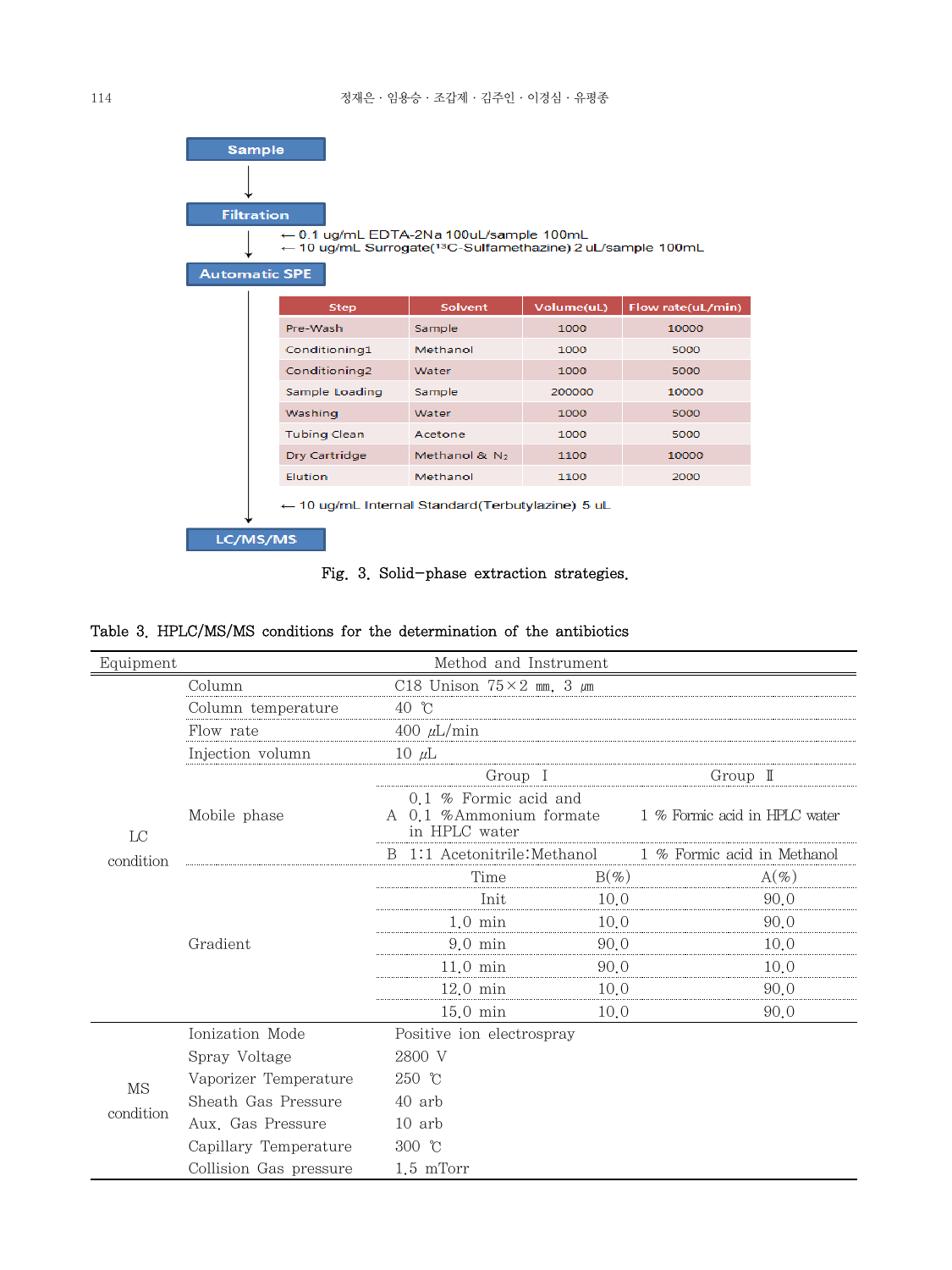Sample

↓

Filtration

← 0.1 ug/mL EDTA-2Na 100uL/sample 100mL
← 10 ug/mL Surrogate($^{13}$C-Sulfamethazine) 2 uL/sample 100mL

↓

Automatic SPE

| Step | Solvent | Volume(uL) | Flow rate(uL/min) |
|---|---|---|---|
| Pre-Wash | Sample | 1000 | 10000 |
| Conditioning1 | Methanol | 1000 | 5000 |
| Conditioning2 | Water | 1000 | 5000 |
| Sample Loading | Sample | 200000 | 10000 |
| Washing | Water | 1000 | 5000 |
| Tubing Clean | Acetone | 1000 | 5000 |
| Dry Cartridge | Methanol & $N_2$ | 1100 | 10000 |
| Elution | Methanol | 1100 | 2000 |

← 10 ug/mL Internal Standard(Terbutylazine) 5 uL

↓

LC/MS/MS

Fig. 3. Solid-phase extraction strategies.

Table 3. HPLC/MS/MS conditions for the determination of the antibiotics

| Equipment | | Method and Instrument | | |
|---|---|---|---|---|
| LC condition | Column | C18 Unison 75×2 mm, 3 μm | | |
| | Column temperature | 40 ℃ | | |
| | Flow rate | 400 μL/min | | |
| | Injection volumn | 10 μL | | |
| | Mobile phase | | Group Ⅰ | Group Ⅱ |
| | | A | 0.1 % Formic acid and 0.1 %Ammonium formate in HPLC water | 1 % Formic acid in HPLC water |
| | | B | 1:1 Acetonitrile:Methanol | 1 % Formic acid in Methanol |
| | Gradient | Time | B(%) | A(%) |
| | | Init | 10.0 | 90.0 |
| | | 1.0 min | 10.0 | 90.0 |
| | | 9.0 min | 90.0 | 10.0 |
| | | 11.0 min | 90.0 | 10.0 |
| | | 12.0 min | 10.0 | 90.0 |
| | | 15.0 min | 10.0 | 90.0 |
| MS condition | Ionization Mode | Positive ion electrospray | | |
| | Spray Voltage | 2800 V | | |
| | Vaporizer Temperature | 250 ℃ | | |
| | Sheath Gas Pressure | 40 arb | | |
| | Aux. Gas Pressure | 10 arb | | |
| | Capillary Temperature | 300 ℃ | | |
| | Collision Gas pressure | 1.5 mTorr | | |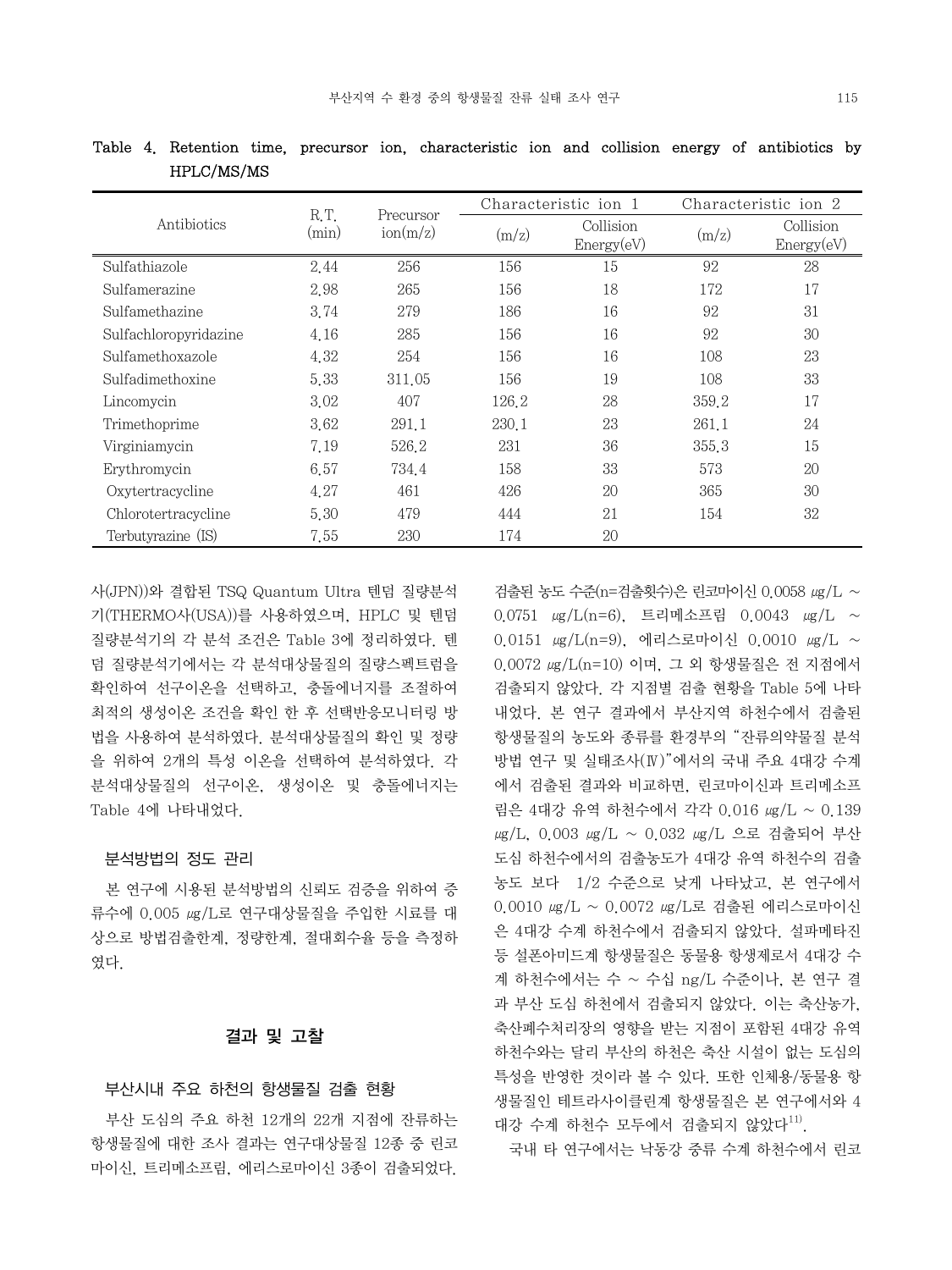Table 4. Retention time, precursor ion, characteristic ion and collision energy of antibiotics by HPLC/MS/MS

| Antibiotics | R.T. (min) | Precursor ion(m/z) | Characteristic ion 1 | | Characteristic ion 2 | |
|---|---|---|---|---|---|---|
| | | | (m/z) | Collision Energy(eV) | (m/z) | Collision Energy(eV) |
| Sulfathiazole | 2.44 | 256 | 156 | 15 | 92 | 28 |
| Sulfamerazine | 2.98 | 265 | 156 | 18 | 172 | 17 |
| Sulfamethazine | 3.74 | 279 | 186 | 16 | 92 | 31 |
| Sulfachloropyridazine | 4.16 | 285 | 156 | 16 | 92 | 30 |
| Sulfamethoxazole | 4.32 | 254 | 156 | 16 | 108 | 23 |
| Sulfadimethoxine | 5.33 | 311.05 | 156 | 19 | 108 | 33 |
| Lincomycin | 3.02 | 407 | 126.2 | 28 | 359.2 | 17 |
| Trimethoprime | 3.62 | 291.1 | 230.1 | 23 | 261.1 | 24 |
| Virginiamycin | 7.19 | 526.2 | 231 | 36 | 355.3 | 15 |
| Erythromycin | 6.57 | 734.4 | 158 | 33 | 573 | 20 |
| Oxytertracycline | 4.27 | 461 | 426 | 20 | 365 | 30 |
| Chlorotertracycline | 5.30 | 479 | 444 | 21 | 154 | 32 |
| Terbutyrazine (IS) | 7.55 | 230 | 174 | 20 | | |

사(JPN))와 결합된 TSQ Quantum Ultra 텐덤 질량분석기(THERMO사(USA))를 사용하였으며, HPLC 및 텐덤 질량분석기의 각 분석 조건은 Table 3에 정리하였다. 텐덤 질량분석기에서는 각 분석대상물질의 질량스펙트럼을 확인하여 선구이온을 선택하고, 충돌에너지를 조절하여 최적의 생성이온 조건을 확인 한 후 선택반응모니터링 방법을 사용하여 분석하였다. 분석대상물질의 확인 및 정량을 위하여 2개의 특성 이온을 선택하여 분석하였다. 각 분석대상물질의 선구이온, 생성이온 및 충돌에너지는 Table 4에 나타내었다.

### 분석방법의 정도 관리

본 연구에 시용된 분석방법의 신뢰도 검증을 위하여 증류수에 0.005 ㎍/L로 연구대상물질을 주입한 시료를 대상으로 방법검출한계, 정량한계, 절대회수율 등을 측정하였다.

## 결과 및 고찰

### 부산시내 주요 하천의 항생물질 검출 현황

부산 도심의 주요 하천 12개의 22개 지점에 잔류하는 항생물질에 대한 조사 결과는 연구대상물질 12종 중 린코마이신, 트리메소프림, 에리스로마이신 3종이 검출되었다. 검출된 농도 수준(n=검출횟수)은 린코마이신 0.0058 ㎍/L ~ 0.0751 ㎍/L(n=6), 트리메소프림 0.0043 ㎍/L ~ 0.0151 ㎍/L(n=9), 에리스로마이신 0.0010 ㎍/L ~ 0.0072 ㎍/L(n=10) 이며, 그 외 항생물질은 전 지점에서 검출되지 않았다. 각 지점별 검출 현황을 Table 5에 나타내었다. 본 연구 결과에서 부산지역 하천수에서 검출된 항생물질의 농도와 종류를 환경부의 "잔류의약물질 분석방법 연구 및 실태조사(Ⅳ)"에서의 국내 주요 4대강 수계에서 검출된 결과와 비교하면, 린코마이신과 트리메소프림은 4대강 유역 하천수에서 각각 0.016 ㎍/L ~ 0.139 ㎍/L, 0.003 ㎍/L ~ 0.032 ㎍/L 으로 검출되어 부산 도심 하천수에서의 검출농도가 4대강 유역 하천수의 검출농도 보다 1/2 수준으로 낮게 나타났고, 본 연구에서 0.0010 ㎍/L ~ 0.0072 ㎍/L로 검출된 에리스로마이신은 4대강 수계 하천수에서 검출되지 않았다. 설파메타진 등 설폰아미드계 항생물질은 동물용 항생제로서 4대강 수계 하천수에서는 수 ~ 수십 ng/L 수준이나, 본 연구 결과 부산 도심 하천에서 검출되지 않았다. 이는 축산농가, 축산폐수처리장의 영향을 받는 지점이 포함된 4대강 유역 하천수와는 달리 부산의 하천은 축산 시설이 없는 도심의 특성을 반영한 것이라 볼 수 있다. 또한 인체용/동물용 항생물질인 테트라사이클린계 항생물질은 본 연구에서와 4대강 수계 하천수 모두에서 검출되지 않았다[11].

국내 타 연구에서는 낙동강 중류 수계 하천수에서 린코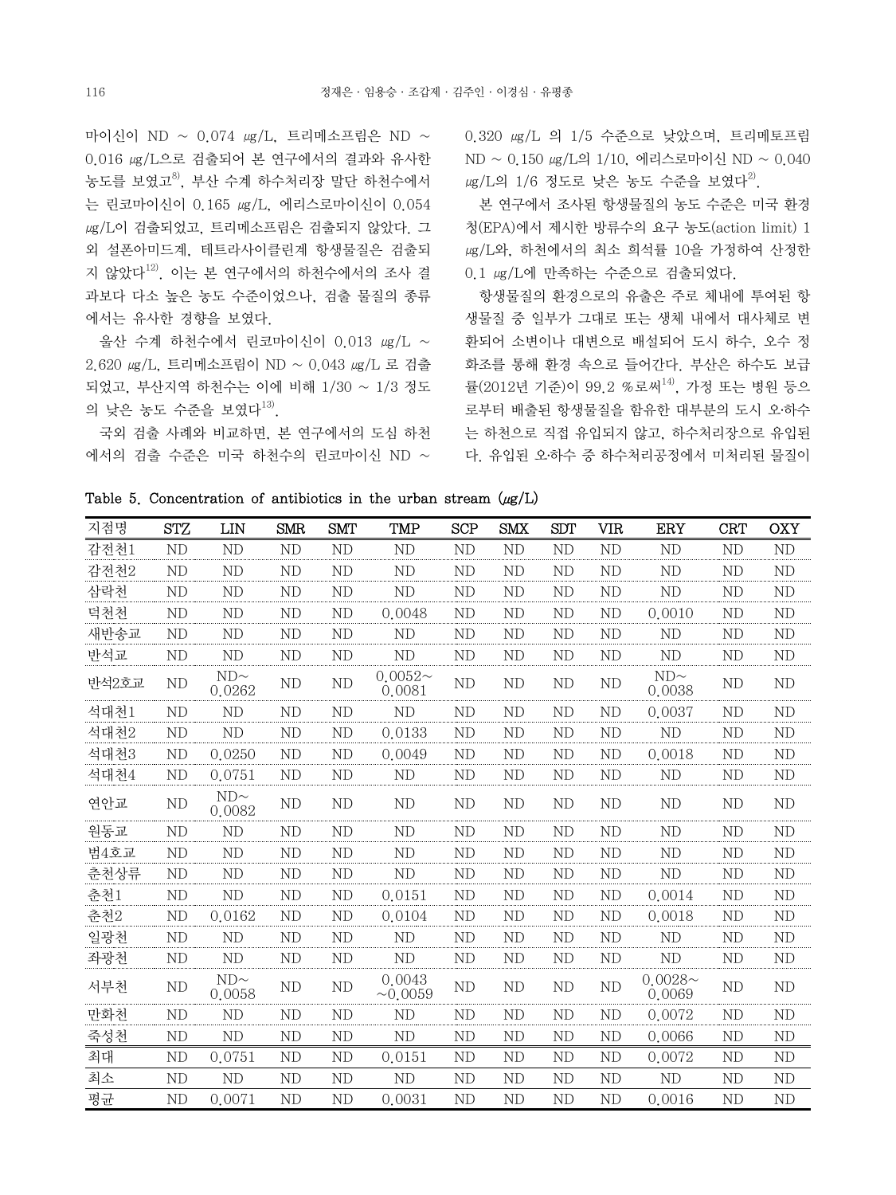마이신이 ND ~ 0.074 ㎍/L, 트리메소프림은 ND ~ 0.016 ㎍/L으로 검출되어 본 연구에서의 결과와 유사한 농도를 보였고[8], 부산 수계 하수처리장 말단 하천수에서는 린코마이신이 0.165 ㎍/L, 에리스로마이신이 0.054 ㎍/L이 검출되었고, 트리메소프림은 검출되지 않았다. 그 외 설폰아미드계, 테트라사이클린계 항생물질은 검출되지 않았다[12]. 이는 본 연구에서의 하천수에서의 조사 결과보다 다소 높은 농도 수준이었으나, 검출 물질의 종류에서는 유사한 경향을 보였다.

울산 수계 하천수에서 린코마이신이 0.013 ㎍/L ~ 2.620 ㎍/L, 트리메소프림이 ND ~ 0.043 ㎍/L 로 검출되었고, 부산지역 하천수는 이에 비해 1/30 ~ 1/3 정도의 낮은 농도 수준을 보였다[13].

국외 검출 사례와 비교하면, 본 연구에서의 도심 하천에서의 검출 수준은 미국 하천수의 린코마이신 ND ~ 0.320 ㎍/L 의 1/5 수준으로 낮았으며, 트리메토프림 ND ~ 0.150 ㎍/L의 1/10, 에리스로마이신 ND ~ 0.040 ㎍/L의 1/6 정도로 낮은 농도 수준을 보였다[2].

본 연구에서 조사된 항생물질의 농도 수준은 미국 환경청(EPA)에서 제시한 방류수의 요구 농도(action limit) 1 ㎍/L와, 하천에서의 최소 희석률 10을 가정하여 산정한 0.1 ㎍/L에 만족하는 수준으로 검출되었다.

항생물질의 환경으로의 유출은 주로 체내에 투여된 항생물질 중 일부가 그대로 또는 생체 내에서 대사체로 변환되어 소변이나 대변으로 배설되어 도시 하수, 오수 정화조를 통해 환경 속으로 들어간다. 부산은 하수도 보급률(2012년 기준)이 99.2 %로써[14], 가정 또는 병원 등으로부터 배출된 항생물질을 함유한 대부분의 도시 오·하수는 하천으로 직접 유입되지 않고, 하수처리장으로 유입된다. 유입된 오·하수 중 하수처리공정에서 미처리된 물질이

Table 5. Concentration of antibiotics in the urban stream (㎍/L)

| 지점명 | STZ | LIN | SMR | SMT | TMP | SCP | SMX | SDT | VIR | ERY | CRT | OXY |
|---|---|---|---|---|---|---|---|---|---|---|---|---|
| 감전천1 | ND | ND | ND | ND | ND | ND | ND | ND | ND | ND | ND | ND |
| 감전천2 | ND | ND | ND | ND | ND | ND | ND | ND | ND | ND | ND | ND |
| 삼락천 | ND | ND | ND | ND | ND | ND | ND | ND | ND | ND | ND | ND |
| 덕천천 | ND | ND | ND | ND | 0.0048 | ND | ND | ND | ND | 0.0010 | ND | ND |
| 새반송교 | ND | ND | ND | ND | ND | ND | ND | ND | ND | ND | ND | ND |
| 반석교 | ND | ND | ND | ND | ND | ND | ND | ND | ND | ND | ND | ND |
| 반석2호교 | ND | ND~ 0.0262 | ND | ND | 0.0052~ 0.0081 | ND | ND | ND | ND | ND~ 0.0038 | ND | ND |
| 석대천1 | ND | ND | ND | ND | ND | ND | ND | ND | ND | 0.0037 | ND | ND |
| 석대천2 | ND | ND | ND | ND | 0.0133 | ND | ND | ND | ND | ND | ND | ND |
| 석대천3 | ND | 0.0250 | ND | ND | 0.0049 | ND | ND | ND | ND | 0.0018 | ND | ND |
| 석대천4 | ND | 0.0751 | ND | ND | ND | ND | ND | ND | ND | ND | ND | ND |
| 연안교 | ND | ND~ 0.0082 | ND | ND | ND | ND | ND | ND | ND | ND | ND | ND |
| 원동교 | ND | ND | ND | ND | ND | ND | ND | ND | ND | ND | ND | ND |
| 범4호교 | ND | ND | ND | ND | ND | ND | ND | ND | ND | ND | ND | ND |
| 춘천상류 | ND | ND | ND | ND | ND | ND | ND | ND | ND | ND | ND | ND |
| 춘천1 | ND | ND | ND | ND | 0.0151 | ND | ND | ND | ND | 0.0014 | ND | ND |
| 춘천2 | ND | 0.0162 | ND | ND | 0.0104 | ND | ND | ND | ND | 0.0018 | ND | ND |
| 일광천 | ND | ND | ND | ND | ND | ND | ND | ND | ND | ND | ND | ND |
| 좌광천 | ND | ND | ND | ND | ND | ND | ND | ND | ND | ND | ND | ND |
| 서부천 | ND | ND~ 0.0058 | ND | ND | 0.0043 ~0.0059 | ND | ND | ND | ND | 0.0028~ 0.0069 | ND | ND |
| 만화천 | ND | ND | ND | ND | ND | ND | ND | ND | ND | 0.0072 | ND | ND |
| 죽성천 | ND | ND | ND | ND | ND | ND | ND | ND | ND | 0.0066 | ND | ND |
| 최대 | ND | 0.0751 | ND | ND | 0.0151 | ND | ND | ND | ND | 0.0072 | ND | ND |
| 최소 | ND | ND | ND | ND | ND | ND | ND | ND | ND | ND | ND | ND |
| 평균 | ND | 0.0071 | ND | ND | 0.0031 | ND | ND | ND | ND | 0.0016 | ND | ND |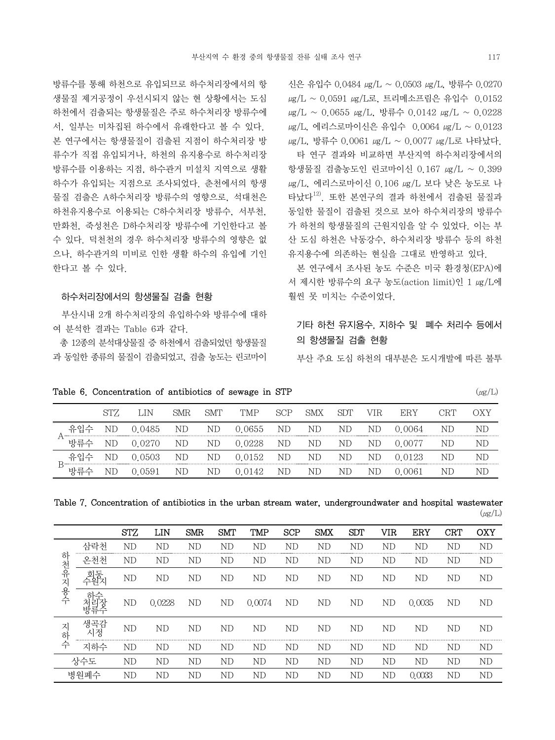방류수를 통해 하천으로 유입되므로 하수처리장에서의 항생물질 제거공정이 우선시되지 않는 현 상황에서는 도심 하천에서 검출되는 항생물질은 주로 하수처리장 방류수에서, 일부는 미차집된 하수에서 유래한다고 볼 수 있다. 본 연구에서는 항생물질이 검출된 지점이 하수처리장 방류수가 직접 유입되거나, 하천의 유지용수로 하수처리장 방류수를 이용하는 지점, 하수관거 미설치 지역으로 생활하수가 유입되는 지점으로 조사되었다. 춘천에서의 항생물질 검출은 A하수처리장 방류수의 영향으로, 석대천은 하천유지용수로 이용되는 C하수처리장 방류수, 서부천, 만화천, 죽성천은 D하수처리장 방류수에 기인한다고 볼 수 있다. 덕천천의 경우 하수처리장 방류수의 영향은 없으나, 하수관거의 미비로 인한 생활 하수의 유입에 기인한다고 볼 수 있다.

### 하수처리장에서의 항생물질 검출 현황

부산시내 2개 하수처리장의 유입하수와 방류수에 대하여 분석한 결과는 Table 6과 같다.

총 12종의 분석대상물질 중 하천에서 검출되었던 항생물질과 동일한 종류의 물질이 검출되었고, 검출 농도는 린코마이신은 유입수 0.0484 ㎍/L ~ 0.0503 ㎍/L, 방류수 0.0270 ㎍/L ~ 0.0591 ㎍/L로, 트리메소프림은 유입수 0.0152 ㎍/L ~ 0.0655 ㎍/L, 방류수 0.0142 ㎍/L ~ 0.0228 ㎍/L, 에리스로마이신은 유입수 0.0064 ㎍/L ~ 0.0123 ㎍/L, 방류수 0.0061 ㎍/L ~ 0.0077 ㎍/L로 나타났다.

타 연구 결과와 비교하면 부산지역 하수처리장에서의 항생물질 검출농도인 린코마이신 0.167 ㎍/L ~ 0.399 ㎍/L, 에리스로마이신 0.106 ㎍/L 보다 낮은 농도로 나타났다[12]. 또한 본연구의 결과 하천에서 검출된 물질과 동일한 물질이 검출된 것으로 보아 하수처리장의 방류수가 하천의 항생물질의 근원지임을 알 수 있었다. 이는 부산 도심 하천은 낙동강수, 하수처리장 방류수 등의 하천 유지용수에 의존하는 현실을 그대로 반영하고 있다.

본 연구에서 조사된 농도 수준은 미국 환경청(EPA)에서 제시한 방류수의 요구 농도(action limit)인 1 ㎍/L에 훨씬 못 미치는 수준이었다.

### 기타 하천 유지용수, 지하수 및 폐수 처리수 등에서의 항생물질 검출 현황

부산 주요 도심 하천의 대부분은 도시개발에 따른 불투

Table 6. Concentration of antibiotics of sewage in STP (㎍/L)

| | | STZ | LIN | SMR | SMT | TMP | SCP | SMX | SDT | VIR | ERY | CRT | OXY |
|---|---|---|---|---|---|---|---|---|---|---|---|---|---|
| A | 유입수 | ND | 0.0485 | ND | ND | 0.0655 | ND | ND | ND | ND | 0.0064 | ND | ND |
| | 방류수 | ND | 0.0270 | ND | ND | 0.0228 | ND | ND | ND | ND | 0.0077 | ND | ND |
| B | 유입수 | ND | 0.0503 | ND | ND | 0.0152 | ND | ND | ND | ND | 0.0123 | ND | ND |
| | 방류수 | ND | 0.0591 | ND | ND | 0.0142 | ND | ND | ND | ND | 0.0061 | ND | ND |

Table 7. Concentration of antibiotics in the urban stream water, undergroundwater and hospital wastewater (㎍/L)

| | | STZ | LIN | SMR | SMT | TMP | SCP | SMX | SDT | VIR | ERY | CRT | OXY |
|---|---|---|---|---|---|---|---|---|---|---|---|---|---|
| 하천유지용수 | 삼락천 | ND | ND | ND | ND | ND | ND | ND | ND | ND | ND | ND | ND |
| | 온천천 | ND | ND | ND | ND | ND | ND | ND | ND | ND | ND | ND | ND |
| | 회동수원지 | ND | ND | ND | ND | ND | ND | ND | ND | ND | ND | ND | ND |
| | 하수처리장방류수 | ND | 0.0228 | ND | ND | 0.0074 | ND | ND | ND | ND | 0.0035 | ND | ND |
| 지하수 | 생곡감시정 | ND | ND | ND | ND | ND | ND | ND | ND | ND | ND | ND | ND |
| | 지하수 | ND | ND | ND | ND | ND | ND | ND | ND | ND | ND | ND | ND |
| 상수도 | | ND | ND | ND | ND | ND | ND | ND | ND | ND | ND | ND | ND |
| 병원폐수 | | ND | ND | ND | ND | ND | ND | ND | ND | ND | 0.0033 | ND | ND |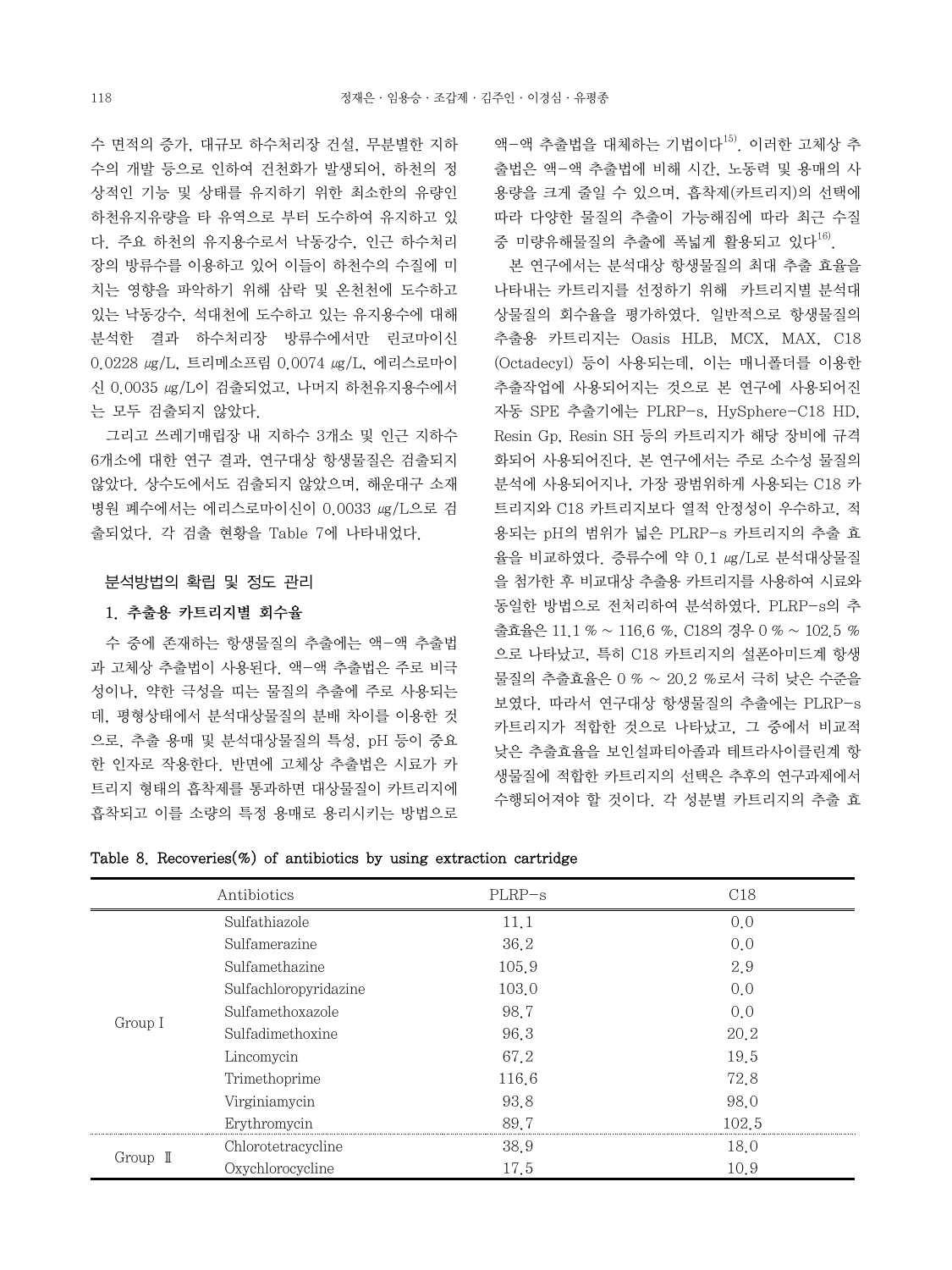수 면적의 증가, 대규모 하수처리장 건설, 무분별한 지하수의 개발 등으로 인하여 건천화가 발생되어, 하천의 정상적인 기능 및 상태를 유지하기 위한 최소한의 유량인 하천유지유량을 타 유역으로 부터 도수하여 유지하고 있다. 주요 하천의 유지용수로서 낙동강수, 인근 하수처리장의 방류수를 이용하고 있어 이들이 하천수의 수질에 미치는 영향을 파악하기 위해 삼락 및 온천천에 도수하고 있는 낙동강수, 석대천에 도수하고 있는 유지용수에 대해 분석한 결과 하수처리장 방류수에서만 린코마이신 0.0228 ㎍/L, 트리메소프림 0.0074 ㎍/L, 에리스로마이신 0.0035 ㎍/L이 검출되었고, 나머지 하천유지용수에서는 모두 검출되지 않았다.

그리고 쓰레기매립장 내 지하수 3개소 및 인근 지하수 6개소에 대한 연구 결과, 연구대상 항생물질은 검출되지 않았다. 상수도에서도 검출되지 않았으며, 해운대구 소재 병원 폐수에서는 에리스로마이신이 0.0033 ㎍/L으로 검출되었다. 각 검출 현황을 Table 7에 나타내었다.

## 분석방법의 확립 및 정도 관리

### 1. 추출용 카트리지별 회수율

수 중에 존재하는 항생물질의 추출에는 액-액 추출법과 고체상 추출법이 사용된다. 액-액 추출법은 주로 비극성이나, 약한 극성을 띠는 물질의 추출에 주로 사용되는데, 평형상태에서 분석대상물질의 분배 차이를 이용한 것으로, 추출 용매 및 분석대상물질의 특성, pH 등이 중요한 인자로 작용한다. 반면에 고체상 추출법은 시료가 카트리지 형태의 흡착제를 통과하면 대상물질이 카트리지에 흡착되고 이를 소량의 특정 용매로 용리시키는 방법으로 액-액 추출법을 대체하는 기법이다[15]. 이러한 고체상 추출법은 액-액 추출법에 비해 시간, 노동력 및 용매의 사용량을 크게 줄일 수 있으며, 흡착제(카트리지)의 선택에 따라 다양한 물질의 추출이 가능해짐에 따라 최근 수질 중 미량유해물질의 추출에 폭넓게 활용되고 있다[16].

본 연구에서는 분석대상 항생물질의 최대 추출 효율을 나타내는 카트리지를 선정하기 위해 카트리지별 분석대상물질의 회수율을 평가하였다. 일반적으로 항생물질의 추출용 카트리지는 Oasis HLB, MCX, MAX, C18 (Octadecyl) 등이 사용되는데, 이는 매니폴더를 이용한 추출작업에 사용되어지는 것으로 본 연구에 사용되어진 자동 SPE 추출기에는 PLRP-s, HySphere-C18 HD, Resin Gp, Resin SH 등의 카트리지가 해당 장비에 규격화되어 사용되어진다. 본 연구에서는 주로 소수성 물질의 분석에 사용되어지나, 가장 광범위하게 사용되는 C18 카트리지와 C18 카트리지보다 열적 안정성이 우수하고, 적용되는 pH의 범위가 넓은 PLRP-s 카트리지의 추출 효율을 비교하였다. 증류수에 약 0.1 ㎍/L로 분석대상물질을 첨가한 후 비교대상 추출용 카트리지를 사용하여 시료와 동일한 방법으로 전처리하여 분석하였다. PLRP-s의 추출효율은 11.1 % ~ 116.6 %, C18의 경우 0 % ~ 102.5 %으로 나타났고, 특히 C18 카트리지의 설폰아미드계 항생물질의 추출효율은 0 % ~ 20.2 %로서 극히 낮은 수준을 보였다. 따라서 연구대상 항생물질의 추출에는 PLRP-s 카트리지가 적합한 것으로 나타났고, 그 중에서 비교적 낮은 추출효율을 보인설파티아졸과 테트라사이클린계 항생물질에 적합한 카트리지의 선택은 추후의 연구과제에서 수행되어져야 할 것이다. 각 성분별 카트리지의 추출 효

**Table 8. Recoveries(%) of antibiotics by using extraction cartridge**

| | Antibiotics | PLRP-s | C18 |
|---|---|---|---|
| Group I | Sulfathiazole | 11.1 | 0.0 |
| | Sulfamerazine | 36.2 | 0.0 |
| | Sulfamethazine | 105.9 | 2.9 |
| | Sulfachloropyridazine | 103.0 | 0.0 |
| | Sulfamethoxazole | 98.7 | 0.0 |
| | Sulfadimethoxine | 96.3 | 20.2 |
| | Lincomycin | 67.2 | 19.5 |
| | Trimethoprime | 116.6 | 72.8 |
| | Virginiamycin | 93.8 | 98.0 |
| | Erythromycin | 89.7 | 102.5 |
| Group Ⅱ | Chlorotetracycline | 38.9 | 18.0 |
| | Oxychlorocycline | 17.5 | 10.9 |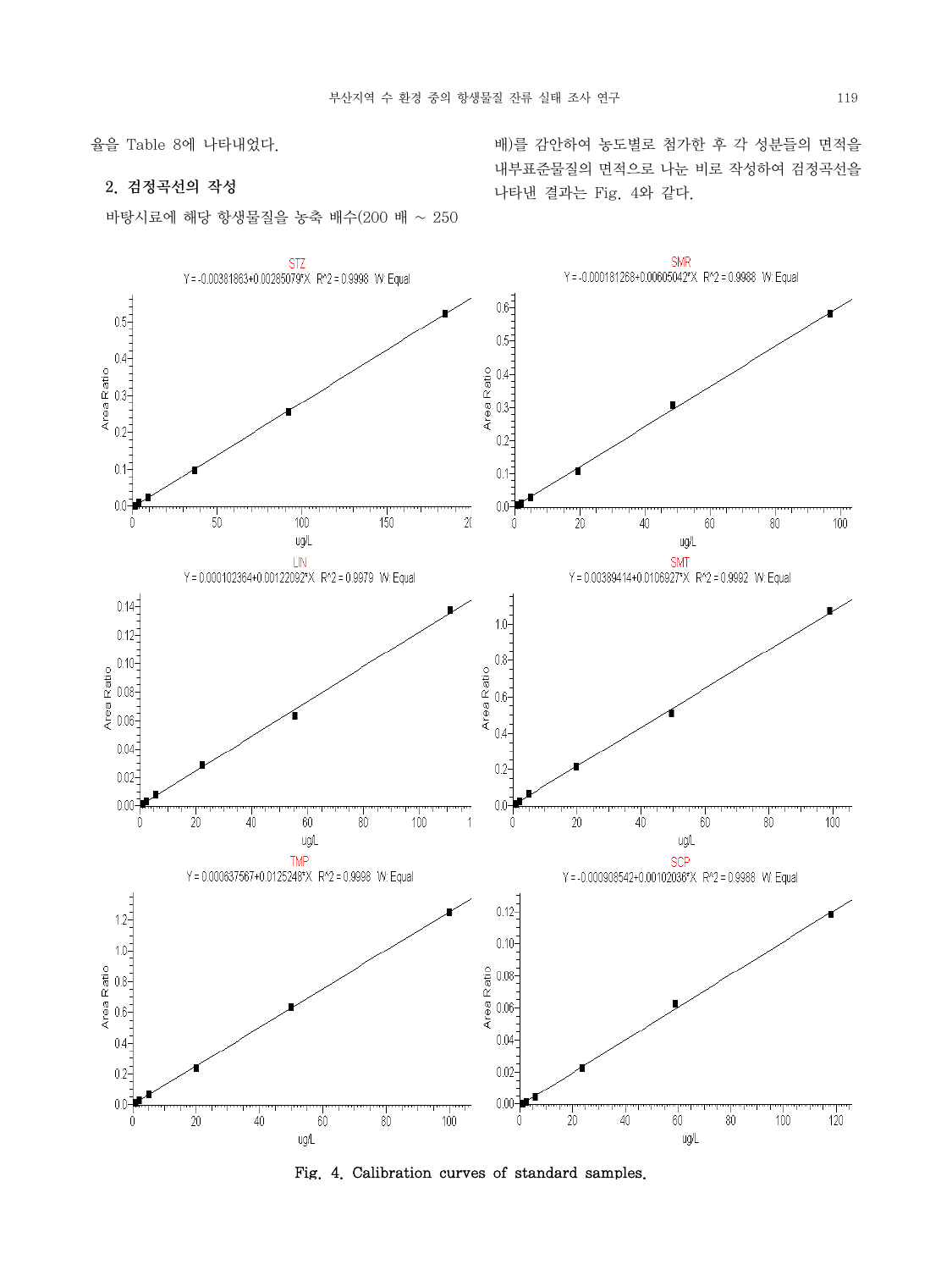율을 Table 8에 나타내었다.

### 2. 검정곡선의 작성

바탕시료에 해당 항생물질을 농축 배수(200 배 ~ 250 배)를 감안하여 농도별로 첨가한 후 각 성분들의 면적을 내부표준물질의 면적으로 나눈 비로 작성하여 검정곡선을 나타낸 결과는 Fig. 4와 같다.

STZ: Y = -0.00381863+0.00285079*X  $R^2$ = 0.9998  W: Equal

SMR: Y = -0.000181268+0.00605042*X  $R^2$ = 0.9988  W: Equal

LIN: Y = 0.000102364+0.00122092*X  $R^2$ = 0.9979  W: Equal

SMT: Y = 0.00389414+0.0106927*X  $R^2$ = 0.9992  W: Equal

TMP: Y = 0.000637567+0.0125248*X  $R^2$ = 0.9998  W: Equal

SCP: Y = -0.000908542+0.00102036*X  $R^2$ = 0.9988  W: Equal

Fig. 4. Calibration curves of standard samples.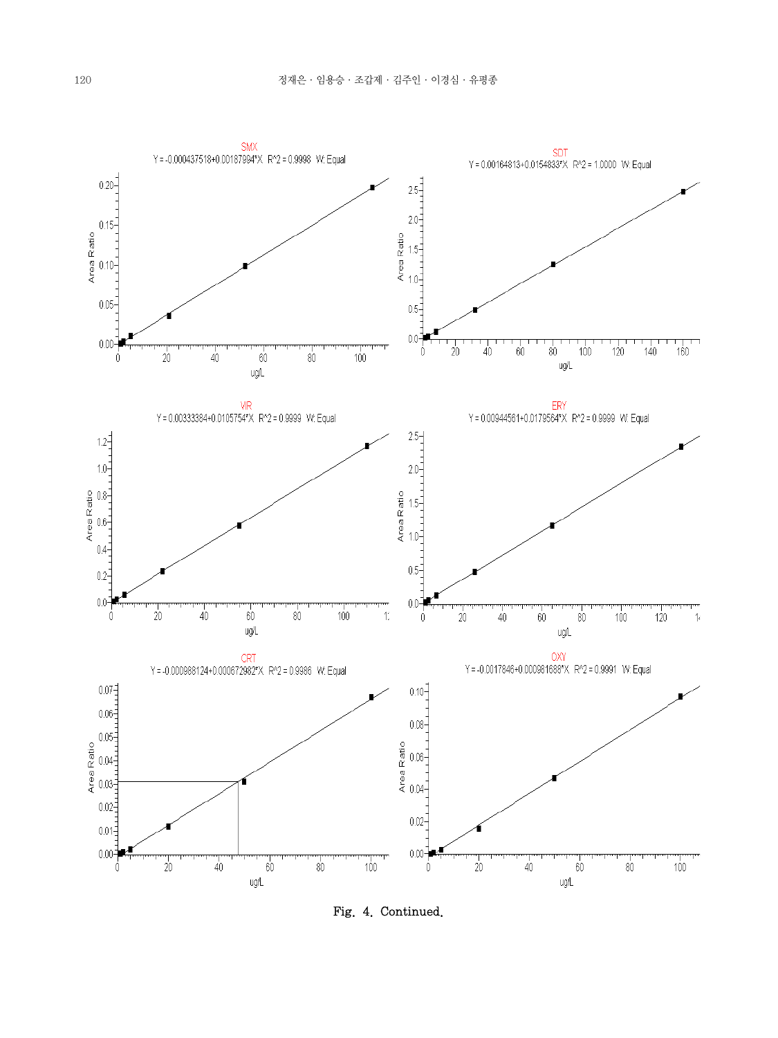SMX

Y = -0.000437518+0.00187994*X  R^2 = 0.9998  W: Equal

SDT

Y = 0.00164813+0.0154833*X  R^2 = 1.0000  W: Equal

VIR

Y = 0.00333384+0.0105754*X  R^2 = 0.9999  W: Equal

ERY

Y = 0.00944561+0.0179564*X  R^2 = 0.9999  W: Equal

CRT

Y = -0.000988124+0.000672982*X  R^2 = 0.9986  W: Equal

OXY

Y = -0.0017846+0.000981688*X  R^2 = 0.9991  W: Equal

Fig. 4. Continued.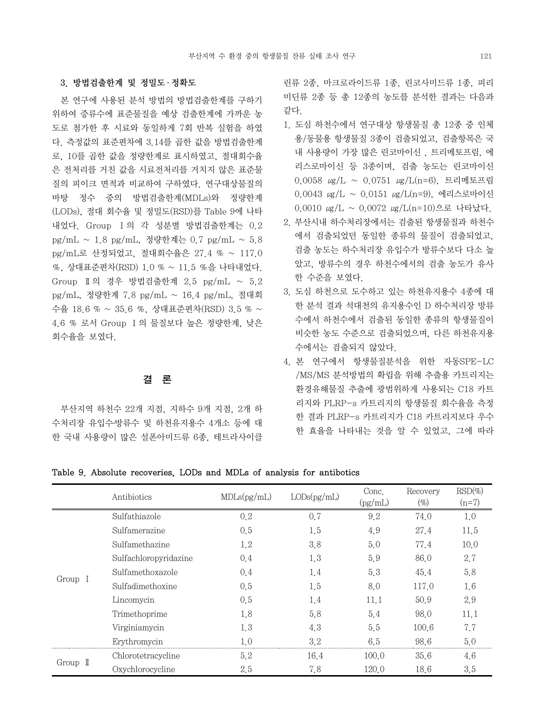### 3. 방법검출한계 및 정밀도·정확도

본 연구에 사용된 분석 방법의 방법검출한계를 구하기 위하여 증류수에 표준물질을 예상 검출한계에 가까운 농도로 첨가한 후 시료와 동일하게 7회 반복 실험을 하였다. 측정값의 표준편차에 3.14를 곱한 값을 방법검출한계로, 10를 곱한 값을 정량한계로 표시하였고, 절대회수율은 전처리를 거친 값을 시료전처리를 거치지 않은 표준물질의 피이크 면적과 비교하여 구하였다. 연구대상물질의 바탕 정수 중의 방법검출한계(MDLs)와 정량한계(LODs), 절대 회수율 및 정밀도(RSD)를 Table 9에 나타내었다. Group Ⅰ의 각 성분별 방법검출한계는 0.2 pg/mL ~ 1.8 pg/mL, 정량한계는 0.7 pg/mL ~ 5.8 pg/mL로 산정되었고, 절대회수율은 27.4 % ~ 117.0 %, 상대표준편차(RSD) 1.0 % ~ 11.5 %을 나타내었다. Group Ⅱ의 경우 방법검출한계 2.5 pg/mL ~ 5.2 pg/mL, 정량한계 7.8 pg/mL ~ 16.4 pg/mL, 절대회수율 18.6 % ~ 35.6 %, 상대표준편차(RSD) 3.5 % ~ 4.6 % 로서 Group Ⅰ의 물질보다 높은 정량한계, 낮은 회수율을 보였다.

## 결 론

부산지역 하천수 22개 지점, 지하수 9개 지점, 2개 하수처리장 유입수·방류수 및 하천유지용수 4개소 등에 대한 국내 사용량이 많은 설폰아미드류 6종, 테트라사이클린류 2종, 마크로라이드류 1종, 린코사미드류 1종, 피리미딘류 2종 등 총 12종의 농도를 분석한 결과는 다음과 같다.

1. 도심 하천수에서 연구대상 항생물질 총 12종 중 인체용/동물용 항생물질 3종이 검출되었고, 검출항목은 국내 사용량이 가장 많은 린코마이신 , 트리메토프림, 에리스로마이신 등 3종이며, 검출 농도는 린코마이신 0.0058 ㎍/L ~ 0.0751 ㎍/L(n=6), 트리메토프림 0.0043 ㎍/L ~ 0.0151 ㎍/L(n=9), 에리스로마이신 0.0010 ㎍/L ~ 0.0072 ㎍/L(n=10)으로 나타났다.
2. 부산시내 하수처리장에서는 검출된 항생물질과 하천수에서 검출되었던 동일한 종류의 물질이 검출되었고, 검출 농도는 하수처리장 유입수가 방류수보다 다소 높았고, 방류수의 경우 하천수에서의 검출 농도가 유사한 수준을 보였다.
3. 도심 하천으로 도수하고 있는 하천유지용수 4종에 대한 분석 결과 석대천의 유지용수인 D 하수처리장 방류수에서 하천수에서 검출된 동일한 종류의 항생물질이 비슷한 농도 수준으로 검출되었으며, 다른 하천유지용수에서는 검출되지 않았다.
4. 본 연구에서 항생물질분석을 위한 자동SPE-LC/MS/MS 분석방법의 확립을 위해 추출용 카트리지는 환경유해물질 추출에 광범위하게 사용되는 C18 카트리지와 PLRP-s 카트리지의 항생물질 회수율을 측정한 결과 PLRP-s 카트리지가 C18 카트리지보다 우수한 효율을 나타내는 것을 알 수 있었고, 그에 따라

Table 9. Absolute recoveries, LODs and MDLs of analysis for antibotics

| | Antibiotics | MDLs(pg/mL) | LODs(pg/mL) | Conc. (pg/mL) | Recovery (%) | RSD(%) (n=7) |
|---|---|---|---|---|---|---|
| Group Ⅰ | Sulfathiazole | 0.2 | 0.7 | 9.2 | 74.0 | 1.0 |
| | Sulfamerazine | 0.5 | 1.5 | 4.9 | 27.4 | 11.5 |
| | Sulfamethazine | 1.2 | 3.8 | 5.0 | 77.4 | 10.0 |
| | Sulfachloropyridazine | 0.4 | 1.3 | 5.9 | 86.0 | 2.7 |
| | Sulfamethoxazole | 0.4 | 1.4 | 5.3 | 45.4 | 5.8 |
| | Sulfadimethoxine | 0.5 | 1.5 | 8.0 | 117.0 | 1.6 |
| | Lincomycin | 0.5 | 1.4 | 11.1 | 50.9 | 2.9 |
| | Trimethoprime | 1.8 | 5.8 | 5.4 | 98.0 | 11.1 |
| | Virginiamycin | 1.3 | 4.3 | 5.5 | 100.6 | 7.7 |
| | Erythromycin | 1.0 | 3.2 | 6.5 | 98.6 | 5.0 |
| Group Ⅱ | Chlorotetracycline | 5.2 | 16.4 | 100.0 | 35.6 | 4.6 |
| | Oxychlorocycline | 2.5 | 7.8 | 120.0 | 18.6 | 3.5 |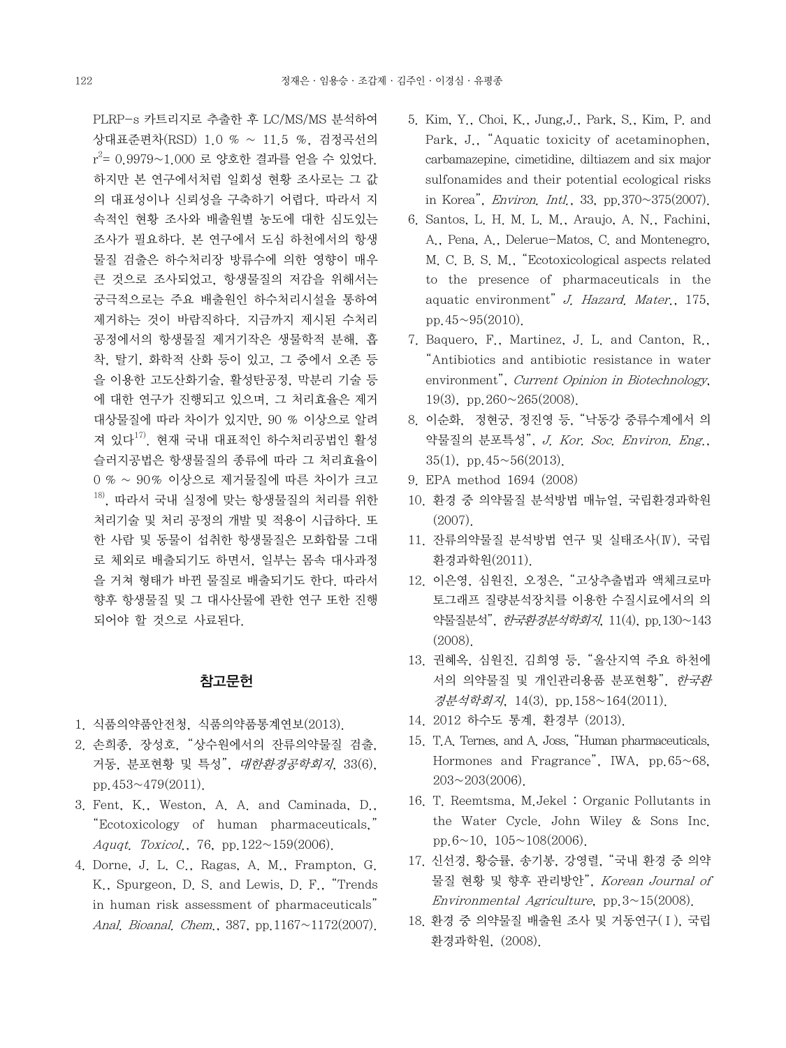PLRP-s 카트리지로 추출한 후 LC/MS/MS 분석하여 상대표준편차(RSD) 1.0 % ~ 11.5 %, 검정곡선의 $r^2$= 0.9979~1.000 로 양호한 결과를 얻을 수 있었다. 하지만 본 연구에서처럼 일회성 현황 조사로는 그 값의 대표성이나 신뢰성을 구축하기 어렵다. 따라서 지속적인 현황 조사와 배출원별 농도에 대한 심도있는 조사가 필요하다. 본 연구에서 도심 하천에서의 항생물질 검출은 하수처리장 방류수에 의한 영향이 매우 큰 것으로 조사되었고, 항생물질의 저감을 위해서는 궁극적으로는 주요 배출원인 하수처리시설을 통하여 제거하는 것이 바람직하다. 지금까지 제시된 수처리 공정에서의 항생물질 제거기작은 생물학적 분해, 흡착, 탈기, 화학적 산화 등이 있고, 그 중에서 오존 등을 이용한 고도산화기술, 활성탄공정, 막분리 기술 등에 대한 연구가 진행되고 있으며, 그 처리효율은 제거대상물질에 따라 차이가 있지만, 90 % 이상으로 알려져 있다[17]. 현재 국내 대표적인 하수처리공법인 활성슬러지공법은 항생물질의 종류에 따라 그 처리효율이 0 % ~ 90% 이상으로 제거물질에 따른 차이가 크고[18]. 따라서 국내 실정에 맞는 항생물질의 처리를 위한 처리기술 및 처리 공정의 개발 및 적용이 시급하다. 또한 사람 및 동물이 섭취한 항생물질은 모화합물 그대로 체외로 배출되기도 하면서, 일부는 몸속 대사과정을 거쳐 형태가 바뀐 물질로 배출되기도 한다. 따라서 향후 항생물질 및 그 대사산물에 관한 연구 또한 진행되어야 할 것으로 사료된다.

## 참고문헌

1. 식품의약품안전청, 식품의약품통계연보(2013).
2. 손희종, 장성호, "상수원에서의 잔류의약물질 검출, 거동, 분포현황 및 특성", *대한환경공학회지*, 33(6), pp.453~479(2011).
3. Fent, K., Weston, A. A. and Caminada, D., "Ecotoxicology of human pharmaceuticals," *Aquqt. Toxicol.*, 76, pp.122~159(2006).
4. Dorne, J. L. C., Ragas, A. M., Frampton, G. K., Spurgeon, D. S. and Lewis, D. F., "Trends in human risk assessment of pharmaceuticals" *Anal. Bioanal. Chem.*, 387, pp.1167~1172(2007).
5. Kim, Y., Choi, K., Jung,J., Park, S., Kim, P. and Park, J., "Aquatic toxicity of acetaminophen, carbamazepine, cimetidine, diltiazem and six major sulfonamides and their potential ecological risks in Korea", *Environ. Intl.*, 33, pp.370~375(2007).
6. Santos, L. H. M. L. M., Araujo, A. N., Fachini, A., Pena, A., Delerue-Matos, C. and Montenegro, M. C. B. S. M., "Ecotoxicological aspects related to the presence of pharmaceuticals in the aquatic environment" *J. Hazard. Mater.*, 175, pp.45~95(2010).
7. Baquero, F., Martinez, J. L. and Canton, R., "Antibiotics and antibiotic resistance in water environment", *Current Opinion in Biotechnology*, 19(3), pp.260~265(2008).
8. 이순화, 정현궁, 정진영 등, "낙동강 중류수계에서 의약물질의 분포특성", *J. Kor. Soc. Environ. Eng.*, 35(1), pp.45~56(2013).
9. EPA method 1694 (2008)
10. 환경 중 의약물질 분석방법 매뉴얼, 국립환경과학원(2007).
11. 잔류의약물질 분석방법 연구 및 실태조사(Ⅳ), 국립환경과학원(2011).
12. 이은영, 심원진, 오정은, "고상추출법과 액체크로마토그래프 질량분석장치를 이용한 수질시료에서의 의약물질분석", *한국환경분석학회지*, 11(4), pp.130~143(2008).
13. 권혜옥, 심원진, 김희영 등, "울산지역 주요 하천에서의 의약물질 및 개인관리용품 분포현황", *한국환경분석학회지*, 14(3), pp.158~164(2011).
14. 2012 하수도 통계, 환경부 (2013).
15. T.A. Ternes, and A. Joss, "Human pharmaceuticals, Hormones and Fragrance", IWA, pp.65~68, 203~203(2006).
16. T. Reemtsma, M.Jekel : Organic Pollutants in the Water Cycle. John Wiley & Sons Inc. pp.6~10, 105~108(2006).
17. 신선경, 황승률, 송기봉, 강영렬, "국내 환경 중 의약물질 현황 및 향후 관리방안", *Korean Journal of Environmental Agriculture*, pp.3~15(2008).
18. 환경 중 의약물질 배출원 조사 및 거동연구(Ⅰ), 국립환경과학원, (2008).